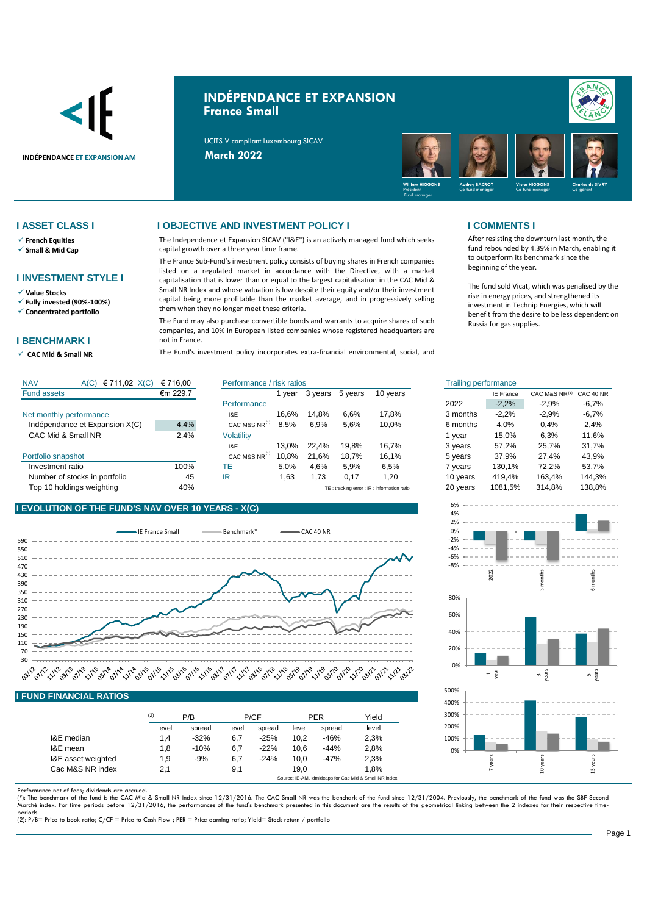# INDÉPENDANCE ET EXPANSION
## France Small

UCITS V compliant Luxembourg SICAV

**March 2022**

William HIGGONS – Président - Fund manager; Audrey BACROT – Co-fund manager; Victor HIGGONS – Co-fund manager; Charles de SIVRY – Co-gérant

## I ASSET CLASS I

- **French Equities**
- **Small & Mid Cap**

## I INVESTMENT STYLE I

- **Value Stocks**
- **Fully invested (90%-100%)**
- **Concentrated portfolio**

## I BENCHMARK I

- **CAC Mid & Small NR**

## I OBJECTIVE AND INVESTMENT POLICY I

The Independence et Expansion SICAV ("I&E") is an actively managed fund which seeks capital growth over a three year time frame.

The France Sub-Fund's investment policy consists of buying shares in French companies listed on a regulated market in accordance with the Directive, with a market capitalisation that is lower than or equal to the largest capitalisation in the CAC Mid & Small NR Index and whose valuation is low despite their equity and/or their investment capital being more profitable than the market average, and in progressively selling them when they no longer meet these criteria.

The Fund may also purchase convertible bonds and warrants to acquire shares of such companies, and 10% in European listed companies whose registered headquarters are not in France.

The Fund's investment policy incorporates extra-financial environmental, social, and

## I COMMENTS I

After resisting the downturn last month, the fund rebounded by 4.39% in March, enabling it to outperform its benchmark since the beginning of the year.

The fund sold Vicat, which was penalised by the rise in energy prices, and strengthened its investment in Technip Energies, which will benefit from the desire to be less dependent on Russia for gas supplies.

| NAV | A(C) € 711,02 | X(C) € 716,00 |
|---|---|---|
| Fund assets | | €m 229,7 |

| Net monthly performance | |
|---|---|
| Indépendance et Expansion X(C) | 4,4% |
| CAC Mid & Small NR | 2,4% |

| Portfolio snapshot | |
|---|---|
| Investment ratio | 100% |
| Number of stocks in portfolio | 45 |
| Top 10 holdings weighting | 40% |

| Performance / risk ratios | 1 year | 3 years | 5 years | 10 years |
|---|---|---|---|---|
| **Performance** | | | | |
| I&E | 16,6% | 14,8% | 6,6% | 17,8% |
| CAC M&S NR [1] | 8,5% | 6,9% | 5,6% | 10,0% |
| **Volatility** | | | | |
| I&E | 13,0% | 22,4% | 19,8% | 16,7% |
| CAC M&S NR [1] | 10,8% | 21,6% | 18,7% | 16,1% |
| TE | 5,0% | 4,6% | 5,9% | 6,5% |
| IR | 1,63 | 1,73 | 0,17 | 1,20 |

TE : tracking error ; IR : information ratio

| Trailing performance | IE France | CAC M&S NR [1] | CAC 40 NR |
|---|---|---|---|
| 2022 | -2,2% | -2,9% | -6,7% |
| 3 months | -2,2% | -2,9% | -6,7% |
| 6 months | 4,0% | 0,4% | 2,4% |
| 1 year | 15,0% | 6,3% | 11,6% |
| 3 years | 57,2% | 25,7% | 31,7% |
| 5 years | 37,9% | 27,4% | 43,9% |
| 7 years | 130,1% | 72,2% | 53,7% |
| 10 years | 419,4% | 163,4% | 144,3% |
| 20 years | 1081,5% | 314,8% | 138,8% |

## I EVOLUTION OF THE FUND'S NAV OVER 10 YEARS - X(C)

## I FUND FINANCIAL RATIOS

| [2] | P/B level | P/B spread | P/CF level | P/CF spread | PER level | PER spread | Yield level |
|---|---|---|---|---|---|---|---|
| I&E median | 1,4 | -32% | 6,7 | -25% | 10,2 | -46% | 2,3% |
| I&E mean | 1,8 | -10% | 6,7 | -22% | 10,6 | -44% | 2,8% |
| I&E asset weighted | 1,9 | -9% | 6,7 | -24% | 10,0 | -47% | 2,3% |
| Cac M&S NR index | 2,1 | | 9,1 | | 19,0 | | 1,8% |

Source: IE-AM, Idmidcaps for Cac Mid & Small NR index

Performance net of fees; dividends are accrued.

(*): The benchmark of the fund is the CAC Mid & Small NR index since 12/31/2016. The CAC Small NR was the benchark of the fund since 12/31/2004. Previously, the benchmark of the fund was the SBF Second Marché index. For time periods before 12/31/2016, the performances of the fund's benchmark presented in this document are the results of the geometrical linking between the 2 indexes for their respective time-periods.

(2): P/B= Price to book ratio; C/CF = Price to Cash Flow ; PER = Price earning ratio; Yield= Stock return / portfolio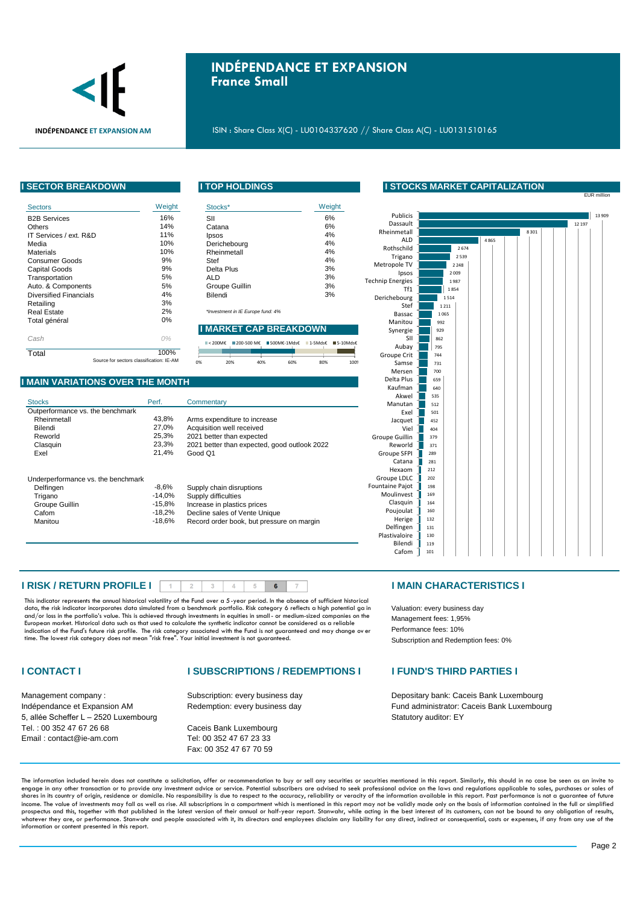# INDÉPENDANCE ET EXPANSION
## France Small

INDÉPENDANCE ET EXPANSION AM

ISIN : Share Class X(C) - LU0104337620 // Share Class A(C) - LU0131510165

## I SECTOR BREAKDOWN

| Sectors | Weight |
|---|---|
| B2B Services | 16% |
| Others | 14% |
| IT Services / ext. R&D | 11% |
| Media | 10% |
| Materials | 10% |
| Consumer Goods | 9% |
| Capital Goods | 9% |
| Transportation | 5% |
| Auto. & Components | 5% |
| Diversified Financials | 4% |
| Retailing | 3% |
| Real Estate | 2% |
| Total général | 0% |
| *Cash* | *0%* |
| **Total** | **100%** |

Source for sectors classification: IE-AM

## I TOP HOLDINGS

| Stocks* | Weight |
|---|---|
| SII | 6% |
| Catana | 6% |
| Ipsos | 4% |
| Derichebourg | 4% |
| Rheinmetall | 4% |
| Stef | 4% |
| Delta Plus | 3% |
| ALD | 3% |
| Groupe Guillin | 3% |
| Bilendi | 3% |

*Investment in IE Europe fund: 4%*

## I MARKET CAP BREAKDOWN

< 200M€ | 200-500 M€ | 500M€-1Mds€ | 1-5Mds€ | 5-10Mds€

0% 20% 40% 60% 80% 100%

## I STOCKS MARKET CAPITALIZATION

EUR million

Publicis 13 909
Dassault 12 197
Rheinmetall 8 301
ALD 4 865
Rothschild 2 674
Trigano 2 539
Metropole TV 2 248
Ipsos 2 009
Technip Energies 1 987
Tf1 1 854
Derichebourg 1 514
Stef 1 211
Bassac 1 065
Manitou 992
Synergie 929
SII 862
Aubay 795
Groupe Crit 744
Samse 731
Mersen 700
Delta Plus 659
Kaufman 640
Akwel 535
Manutan 512
Exel 501
Jacquet 452
Viel 404
Groupe Guillin 379
Reworld 371
Groupe SFPI 289
Catana 281
Hexaom 212
Groupe LDLC 202
Fountaine Pajot 198
Moulinvest 169
Clasquin 164
Poujoulat 160
Herige 132
Delfingen 131
Plastivaloire 130
Bilendi 119
Cafom 101

## I MAIN VARIATIONS OVER THE MONTH

| Stocks | Perf. | Commentary |
|---|---|---|
| Outperformance vs. the benchmark | | |
| Rheinmetall | 43,8% | Arms expenditure to increase |
| Bilendi | 27,0% | Acquisition well received |
| Reworld | 25,3% | 2021 better than expected |
| Clasquin | 23,3% | 2021 better than expected, good outlook 2022 |
| Exel | 21,4% | Good Q1 |
| Underperformance vs. the benchmark | | |
| Delfingen | -8,6% | Supply chain disruptions |
| Trigano | -14,0% | Supply difficulties |
| Groupe Guillin | -15,8% | Increase in plastics prices |
| Cafom | -18,2% | Decline sales of Vente Unique |
| Manitou | -18,6% | Record order book, but pressure on margin |

## I RISK / RETURN PROFILE I

1 | 2 | 3 | 4 | 5 | **6** | 7

This indicator represents the annual historical volatility of the Fund over a 5-year period. In the absence of sufficient historical data, the risk indicator incorporates data simulated from a benchmark portfolio. Risk category 6 reflects a high potential ga in and/or loss in the portfolio's value. This is achieved through investments in equities in small- or medium-sized companies on the European market. Historical data such as that used to calculate the synthetic indicator cannot be considered as a reliable indication of the Fund's future risk profile. The risk category associated with the Fund is not guaranteed and may change ov er time. The lowest risk category does not mean "risk free". Your initial investment is not guaranteed.

## I MAIN CHARACTERISTICS I

Valuation: every business day
Management fees: 1,95%
Performance fees: 10%
Subscription and Redemption fees: 0%

## I CONTACT I

Management company :
Indépendance et Expansion AM
5, allée Scheffer L – 2520 Luxembourg
Tel. : 00 352 47 67 26 68
Email : contact@ie-am.com

## I SUBSCRIPTIONS / REDEMPTIONS I

Subscription: every business day
Redemption: every business day

Caceis Bank Luxembourg
Tel: 00 352 47 67 23 33
Fax: 00 352 47 67 70 59

## I FUND'S THIRD PARTIES I

Depositary bank: Caceis Bank Luxembourg
Fund administrator: Caceis Bank Luxembourg
Statutory auditor: EY

The information included herein does not constitute a solicitation, offer or recommendation to buy or sell any securities or securities mentioned in this report. Similarly, this should in no case be seen as an invite to engage in any other transaction or to provide any investment advice or service. Potential subscribers are advised to seek professional advice on the laws and regulations applicable to sales, purchases or sales of shares in its country of origin, residence or domicile. No responsibility is due to respect to the accuracy, reliability or veracity of the information available in this report. Past performance is not a guarantee of future income. The value of investments may fall as well as rise. All subscriptions in a compartment which is mentioned in this report may not be validly made only on the basis of information contained in the full or simplified prospectus and this, together with that published in the latest version of their annual or half-year report. Stanwahr, while acting in the best interest of its customers, can not be bound to any obligation of results, whatever they are, or performance. Stanwahr and people associated with it, its directors and employees disclaim any liability for any direct, indirect or consequential, costs or expenses, if any from any use of the information or content presented in this report.